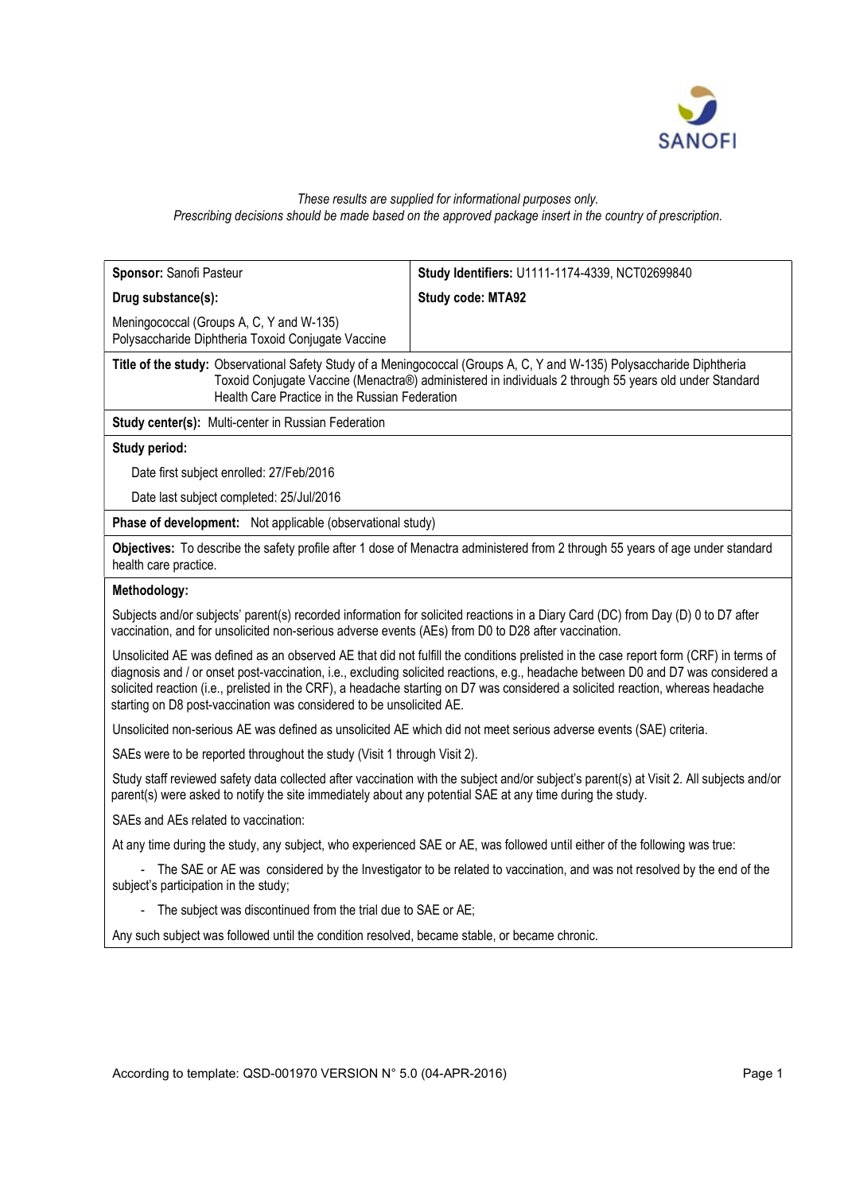*These results are supplied for informational purposes only.*
*Prescribing decisions should be made based on the approved package insert in the country of prescription.*

| **Sponsor:** Sanofi Pasteur | **Study Identifiers:** U1111-1174-4339, NCT02699840 |
|---|---|
| **Drug substance(s):** Meningococcal (Groups A, C, Y and W-135) Polysaccharide Diphtheria Toxoid Conjugate Vaccine | **Study code: MTA92** |

**Title of the study:** Observational Safety Study of a Meningococcal (Groups A, C, Y and W-135) Polysaccharide Diphtheria Toxoid Conjugate Vaccine (Menactra®) administered in individuals 2 through 55 years old under Standard Health Care Practice in the Russian Federation

**Study center(s):** Multi-center in Russian Federation

**Study period:**

Date first subject enrolled: 27/Feb/2016

Date last subject completed: 25/Jul/2016

**Phase of development:** Not applicable (observational study)

**Objectives:** To describe the safety profile after 1 dose of Menactra administered from 2 through 55 years of age under standard health care practice.

**Methodology:**

Subjects and/or subjects' parent(s) recorded information for solicited reactions in a Diary Card (DC) from Day (D) 0 to D7 after vaccination, and for unsolicited non-serious adverse events (AEs) from D0 to D28 after vaccination.

Unsolicited AE was defined as an observed AE that did not fulfill the conditions prelisted in the case report form (CRF) in terms of diagnosis and / or onset post-vaccination, i.e., excluding solicited reactions, e.g., headache between D0 and D7 was considered a solicited reaction (i.e., prelisted in the CRF), a headache starting on D7 was considered a solicited reaction, whereas headache starting on D8 post-vaccination was considered to be unsolicited AE.

Unsolicited non-serious AE was defined as unsolicited AE which did not meet serious adverse events (SAE) criteria.

SAEs were to be reported throughout the study (Visit 1 through Visit 2).

Study staff reviewed safety data collected after vaccination with the subject and/or subject's parent(s) at Visit 2. All subjects and/or parent(s) were asked to notify the site immediately about any potential SAE at any time during the study.

SAEs and AEs related to vaccination:

At any time during the study, any subject, who experienced SAE or AE, was followed until either of the following was true:

- The SAE or AE was considered by the Investigator to be related to vaccination, and was not resolved by the end of the subject's participation in the study;
- The subject was discontinued from the trial due to SAE or AE;

Any such subject was followed until the condition resolved, became stable, or became chronic.

According to template: QSD-001970 VERSION N° 5.0 (04-APR-2016)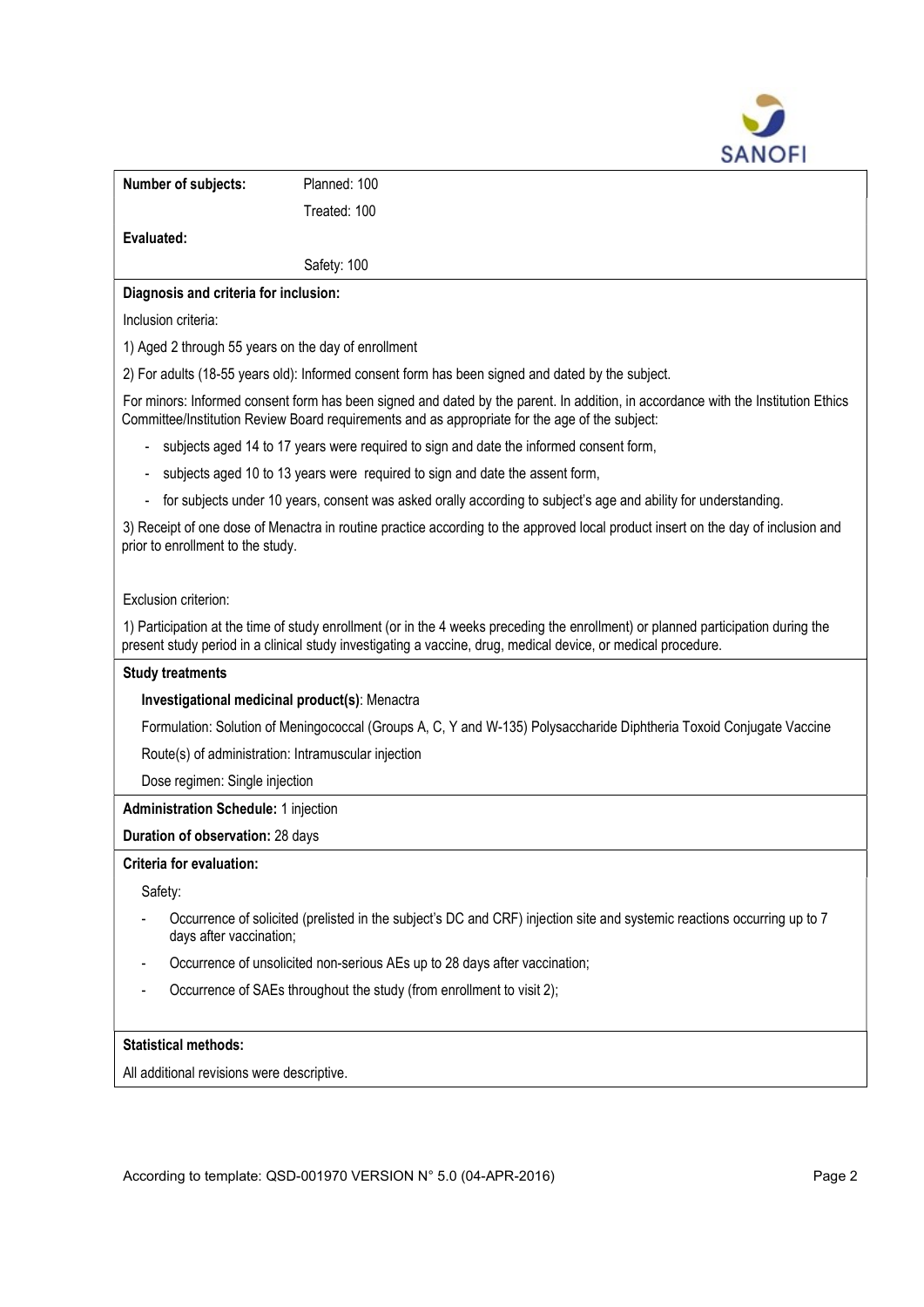| **Number of subjects:** | Planned: 100 |
|---|---|
| | Treated: 100 |
| **Evaluated:** | |
| | Safety: 100 |

**Diagnosis and criteria for inclusion:**

Inclusion criteria:

1) Aged 2 through 55 years on the day of enrollment

2) For adults (18-55 years old): Informed consent form has been signed and dated by the subject.

For minors: Informed consent form has been signed and dated by the parent. In addition, in accordance with the Institution Ethics Committee/Institution Review Board requirements and as appropriate for the age of the subject:

- subjects aged 14 to 17 years were required to sign and date the informed consent form,
- subjects aged 10 to 13 years were required to sign and date the assent form,
- for subjects under 10 years, consent was asked orally according to subject's age and ability for understanding.

3) Receipt of one dose of Menactra in routine practice according to the approved local product insert on the day of inclusion and prior to enrollment to the study.

Exclusion criterion:

1) Participation at the time of study enrollment (or in the 4 weeks preceding the enrollment) or planned participation during the present study period in a clinical study investigating a vaccine, drug, medical device, or medical procedure.

**Study treatments**

**Investigational medicinal product(s)**: Menactra

Formulation: Solution of Meningococcal (Groups A, C, Y and W-135) Polysaccharide Diphtheria Toxoid Conjugate Vaccine

Route(s) of administration: Intramuscular injection

Dose regimen: Single injection

**Administration Schedule:** 1 injection

**Duration of observation:** 28 days

**Criteria for evaluation:**

Safety:

- Occurrence of solicited (prelisted in the subject's DC and CRF) injection site and systemic reactions occurring up to 7 days after vaccination;
- Occurrence of unsolicited non-serious AEs up to 28 days after vaccination;
- Occurrence of SAEs throughout the study (from enrollment to visit 2);

**Statistical methods:**

All additional revisions were descriptive.

According to template: QSD-001970 VERSION N° 5.0 (04-APR-2016)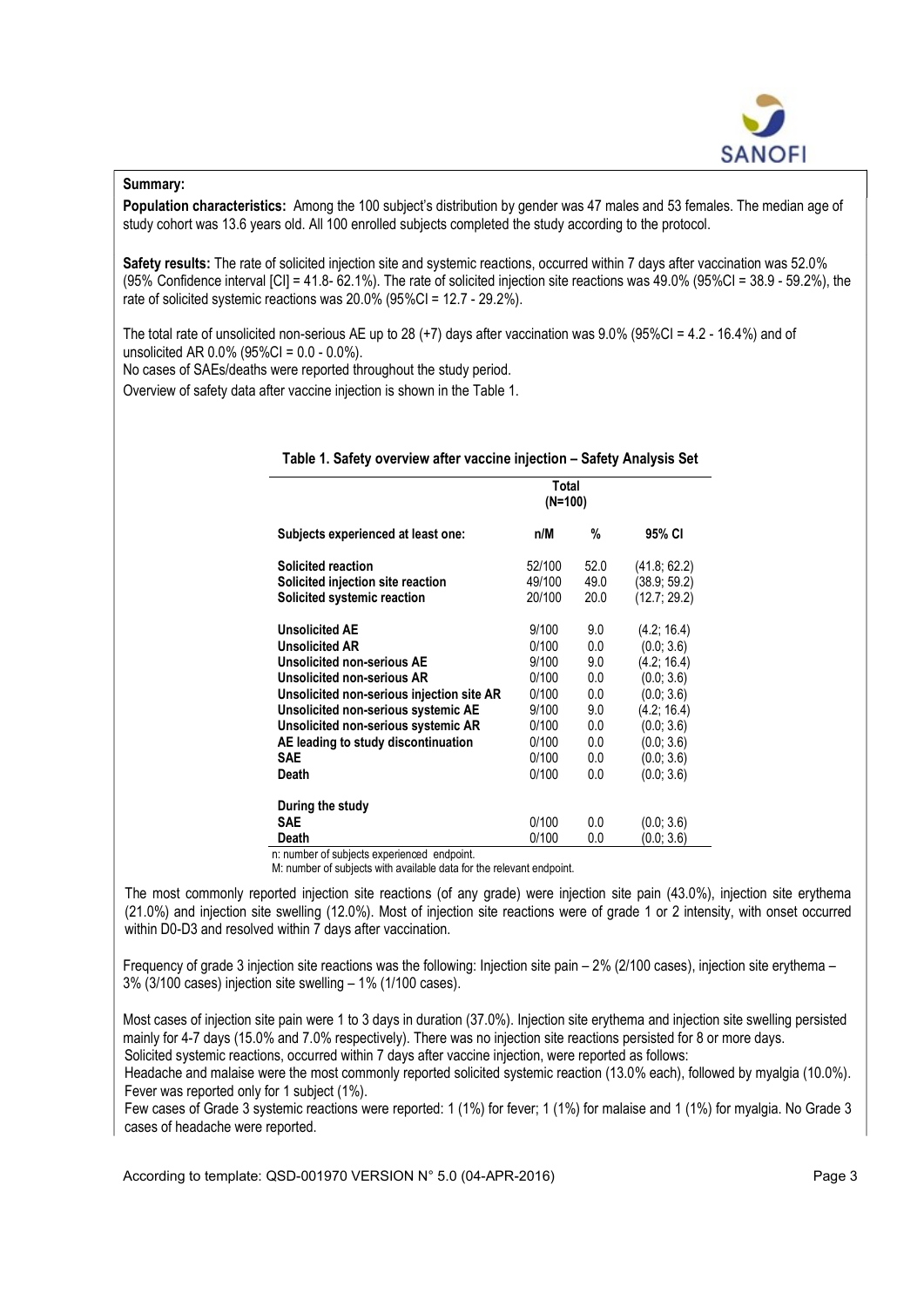**Summary:**

**Population characteristics:** Among the 100 subject's distribution by gender was 47 males and 53 females. The median age of study cohort was 13.6 years old. All 100 enrolled subjects completed the study according to the protocol.

**Safety results:** The rate of solicited injection site and systemic reactions, occurred within 7 days after vaccination was 52.0% (95% Confidence interval [CI] = 41.8- 62.1%). The rate of solicited injection site reactions was 49.0% (95%CI = 38.9 - 59.2%), the rate of solicited systemic reactions was 20.0% (95%CI = 12.7 - 29.2%).

The total rate of unsolicited non-serious AE up to 28 (+7) days after vaccination was 9.0% (95%CI = 4.2 - 16.4%) and of unsolicited AR 0.0% (95%CI = 0.0 - 0.0%).

No cases of SAEs/deaths were reported throughout the study period.

Overview of safety data after vaccine injection is shown in the Table 1.

**Table 1. Safety overview after vaccine injection – Safety Analysis Set**

| | Total (N=100) | | |
|---|---|---|---|
| **Subjects experienced at least one:** | **n/M** | **%** | **95% CI** |
| **Solicited reaction** | 52/100 | 52.0 | (41.8; 62.2) |
| **Solicited injection site reaction** | 49/100 | 49.0 | (38.9; 59.2) |
| **Solicited systemic reaction** | 20/100 | 20.0 | (12.7; 29.2) |
| **Unsolicited AE** | 9/100 | 9.0 | (4.2; 16.4) |
| **Unsolicited AR** | 0/100 | 0.0 | (0.0; 3.6) |
| **Unsolicited non-serious AE** | 9/100 | 9.0 | (4.2; 16.4) |
| **Unsolicited non-serious AR** | 0/100 | 0.0 | (0.0; 3.6) |
| **Unsolicited non-serious injection site AR** | 0/100 | 0.0 | (0.0; 3.6) |
| **Unsolicited non-serious systemic AE** | 9/100 | 9.0 | (4.2; 16.4) |
| **Unsolicited non-serious systemic AR** | 0/100 | 0.0 | (0.0; 3.6) |
| **AE leading to study discontinuation** | 0/100 | 0.0 | (0.0; 3.6) |
| **SAE** | 0/100 | 0.0 | (0.0; 3.6) |
| **Death** | 0/100 | 0.0 | (0.0; 3.6) |
| **During the study** | | | |
| **SAE** | 0/100 | 0.0 | (0.0; 3.6) |
| **Death** | 0/100 | 0.0 | (0.0; 3.6) |

n: number of subjects experienced endpoint.
M: number of subjects with available data for the relevant endpoint.

The most commonly reported injection site reactions (of any grade) were injection site pain (43.0%), injection site erythema (21.0%) and injection site swelling (12.0%). Most of injection site reactions were of grade 1 or 2 intensity, with onset occurred within D0-D3 and resolved within 7 days after vaccination.

Frequency of grade 3 injection site reactions was the following: Injection site pain – 2% (2/100 cases), injection site erythema – 3% (3/100 cases) injection site swelling – 1% (1/100 cases).

Most cases of injection site pain were 1 to 3 days in duration (37.0%). Injection site erythema and injection site swelling persisted mainly for 4-7 days (15.0% and 7.0% respectively). There was no injection site reactions persisted for 8 or more days.

Solicited systemic reactions, occurred within 7 days after vaccine injection, were reported as follows:

Headache and malaise were the most commonly reported solicited systemic reaction (13.0% each), followed by myalgia (10.0%). Fever was reported only for 1 subject (1%).

Few cases of Grade 3 systemic reactions were reported: 1 (1%) for fever; 1 (1%) for malaise and 1 (1%) for myalgia. No Grade 3 cases of headache were reported.

According to template: QSD-001970 VERSION N° 5.0 (04-APR-2016)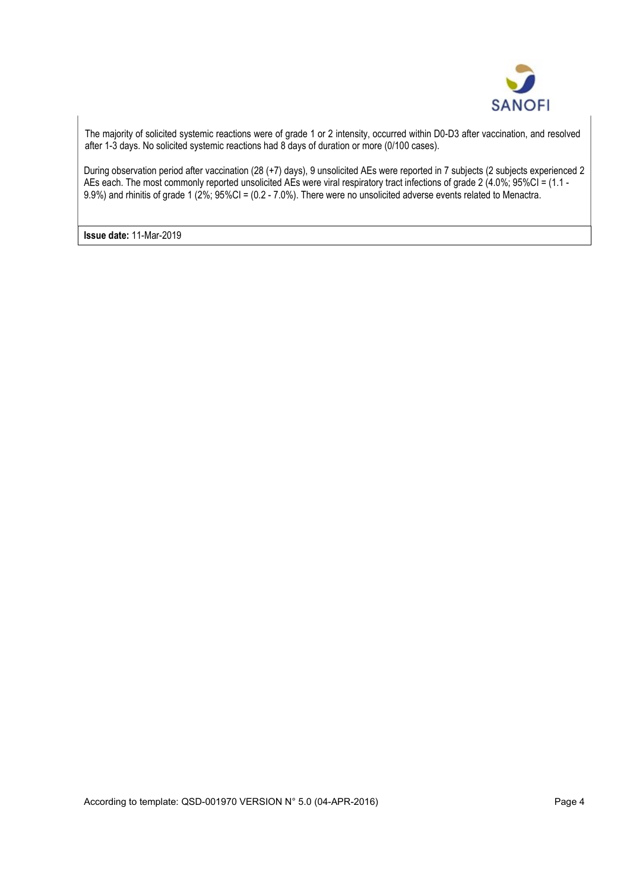The majority of solicited systemic reactions were of grade 1 or 2 intensity, occurred within D0-D3 after vaccination, and resolved after 1-3 days. No solicited systemic reactions had 8 days of duration or more (0/100 cases).

During observation period after vaccination (28 (+7) days), 9 unsolicited AEs were reported in 7 subjects (2 subjects experienced 2 AEs each. The most commonly reported unsolicited AEs were viral respiratory tract infections of grade 2 (4.0%; 95%CI = (1.1 - 9.9%) and rhinitis of grade 1 (2%; 95%CI = (0.2 - 7.0%). There were no unsolicited adverse events related to Menactra.

**Issue date:** 11-Mar-2019

According to template: QSD-001970 VERSION N° 5.0 (04-APR-2016)